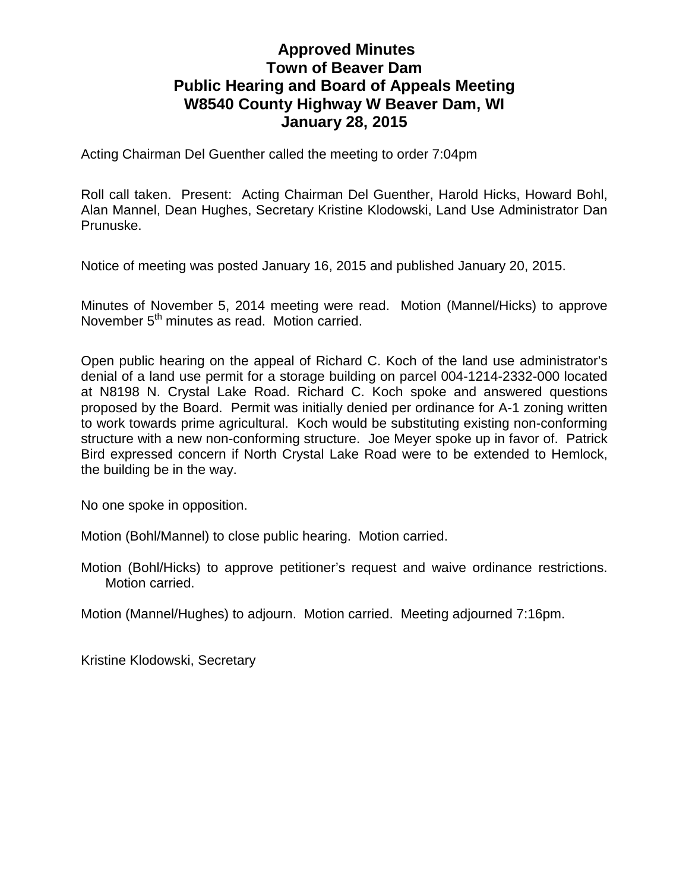# Approved Minutes
# Town of Beaver Dam
# Public Hearing and Board of Appeals Meeting
# W8540 County Highway W Beaver Dam, WI
# January 28, 2015

Acting Chairman Del Guenther called the meeting to order 7:04pm

Roll call taken. Present: Acting Chairman Del Guenther, Harold Hicks, Howard Bohl, Alan Mannel, Dean Hughes, Secretary Kristine Klodowski, Land Use Administrator Dan Prunuske.

Notice of meeting was posted January 16, 2015 and published January 20, 2015.

Minutes of November 5, 2014 meeting were read. Motion (Mannel/Hicks) to approve November 5th minutes as read. Motion carried.

Open public hearing on the appeal of Richard C. Koch of the land use administrator's denial of a land use permit for a storage building on parcel 004-1214-2332-000 located at N8198 N. Crystal Lake Road. Richard C. Koch spoke and answered questions proposed by the Board. Permit was initially denied per ordinance for A-1 zoning written to work towards prime agricultural. Koch would be substituting existing non-conforming structure with a new non-conforming structure. Joe Meyer spoke up in favor of. Patrick Bird expressed concern if North Crystal Lake Road were to be extended to Hemlock, the building be in the way.

No one spoke in opposition.

Motion (Bohl/Mannel) to close public hearing. Motion carried.

Motion (Bohl/Hicks) to approve petitioner's request and waive ordinance restrictions. Motion carried.

Motion (Mannel/Hughes) to adjourn. Motion carried. Meeting adjourned 7:16pm.

Kristine Klodowski, Secretary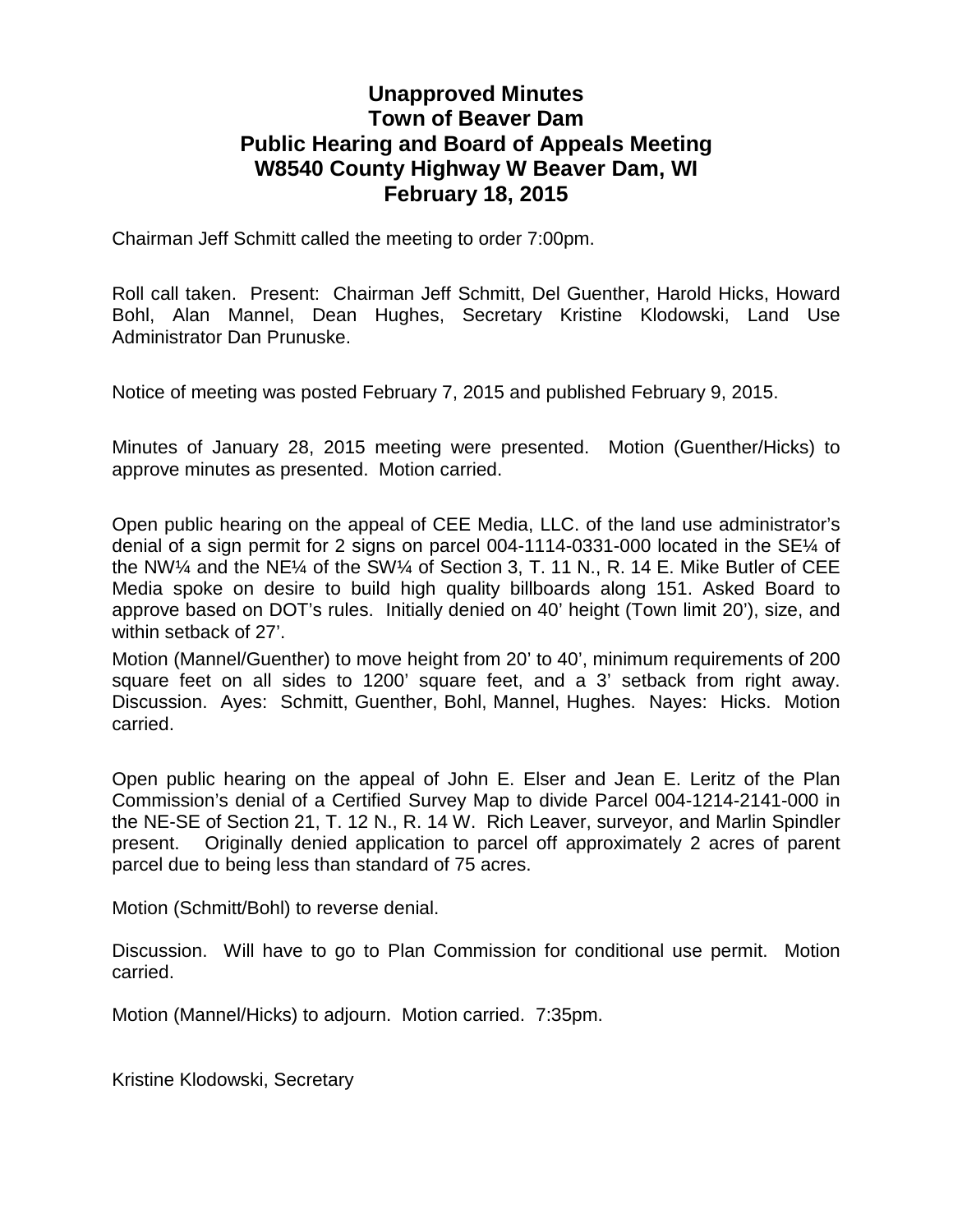# Unapproved Minutes
# Town of Beaver Dam
# Public Hearing and Board of Appeals Meeting
# W8540 County Highway W Beaver Dam, WI
# February 18, 2015

Chairman Jeff Schmitt called the meeting to order 7:00pm.

Roll call taken. Present: Chairman Jeff Schmitt, Del Guenther, Harold Hicks, Howard Bohl, Alan Mannel, Dean Hughes, Secretary Kristine Klodowski, Land Use Administrator Dan Prunuske.

Notice of meeting was posted February 7, 2015 and published February 9, 2015.

Minutes of January 28, 2015 meeting were presented. Motion (Guenther/Hicks) to approve minutes as presented. Motion carried.

Open public hearing on the appeal of CEE Media, LLC. of the land use administrator's denial of a sign permit for 2 signs on parcel 004-1114-0331-000 located in the SE¼ of the NW¼ and the NE¼ of the SW¼ of Section 3, T. 11 N., R. 14 E. Mike Butler of CEE Media spoke on desire to build high quality billboards along 151. Asked Board to approve based on DOT's rules. Initially denied on 40' height (Town limit 20'), size, and within setback of 27'.

Motion (Mannel/Guenther) to move height from 20' to 40', minimum requirements of 200 square feet on all sides to 1200' square feet, and a 3' setback from right away. Discussion. Ayes: Schmitt, Guenther, Bohl, Mannel, Hughes. Nayes: Hicks. Motion carried.

Open public hearing on the appeal of John E. Elser and Jean E. Leritz of the Plan Commission's denial of a Certified Survey Map to divide Parcel 004-1214-2141-000 in the NE-SE of Section 21, T. 12 N., R. 14 W. Rich Leaver, surveyor, and Marlin Spindler present. Originally denied application to parcel off approximately 2 acres of parent parcel due to being less than standard of 75 acres.

Motion (Schmitt/Bohl) to reverse denial.

Discussion. Will have to go to Plan Commission for conditional use permit. Motion carried.

Motion (Mannel/Hicks) to adjourn. Motion carried. 7:35pm.

Kristine Klodowski, Secretary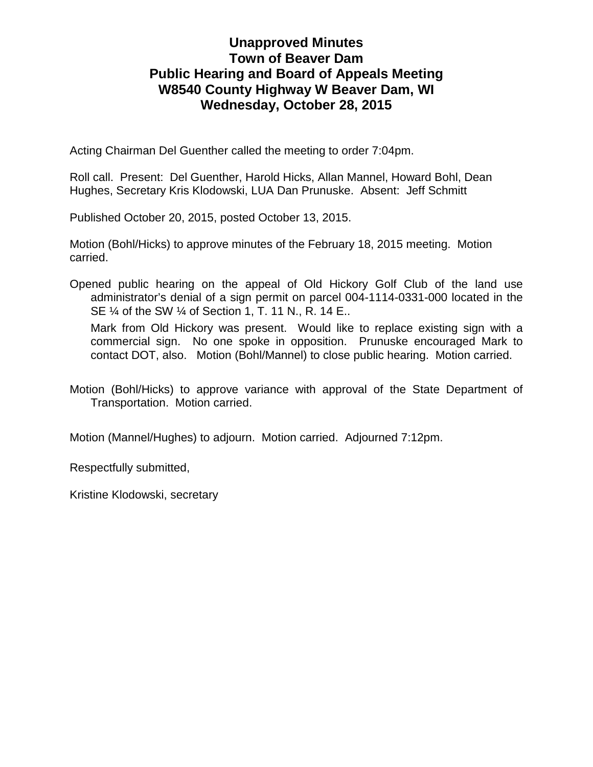# Unapproved Minutes
# Town of Beaver Dam
# Public Hearing and Board of Appeals Meeting
# W8540 County Highway W Beaver Dam, WI
# Wednesday, October 28, 2015

Acting Chairman Del Guenther called the meeting to order 7:04pm.

Roll call. Present: Del Guenther, Harold Hicks, Allan Mannel, Howard Bohl, Dean Hughes, Secretary Kris Klodowski, LUA Dan Prunuske. Absent: Jeff Schmitt

Published October 20, 2015, posted October 13, 2015.

Motion (Bohl/Hicks) to approve minutes of the February 18, 2015 meeting. Motion carried.

Opened public hearing on the appeal of Old Hickory Golf Club of the land use administrator's denial of a sign permit on parcel 004-1114-0331-000 located in the SE ¼ of the SW ¼ of Section 1, T. 11 N., R. 14 E..

Mark from Old Hickory was present. Would like to replace existing sign with a commercial sign. No one spoke in opposition. Prunuske encouraged Mark to contact DOT, also. Motion (Bohl/Mannel) to close public hearing. Motion carried.

Motion (Bohl/Hicks) to approve variance with approval of the State Department of Transportation. Motion carried.

Motion (Mannel/Hughes) to adjourn. Motion carried. Adjourned 7:12pm.

Respectfully submitted,

Kristine Klodowski, secretary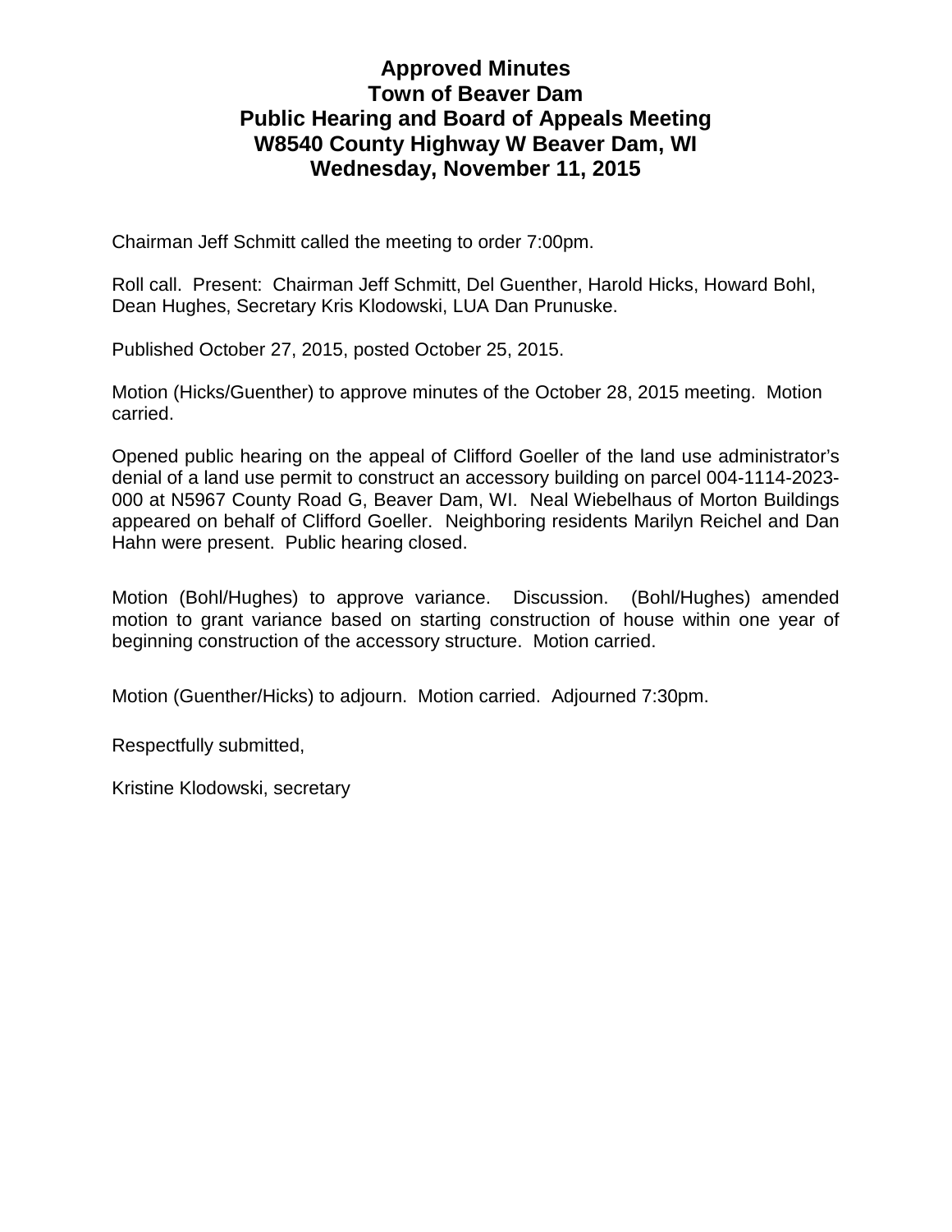# Approved Minutes
# Town of Beaver Dam
# Public Hearing and Board of Appeals Meeting
# W8540 County Highway W Beaver Dam, WI
# Wednesday, November 11, 2015

Chairman Jeff Schmitt called the meeting to order 7:00pm.

Roll call. Present: Chairman Jeff Schmitt, Del Guenther, Harold Hicks, Howard Bohl, Dean Hughes, Secretary Kris Klodowski, LUA Dan Prunuske.

Published October 27, 2015, posted October 25, 2015.

Motion (Hicks/Guenther) to approve minutes of the October 28, 2015 meeting. Motion carried.

Opened public hearing on the appeal of Clifford Goeller of the land use administrator's denial of a land use permit to construct an accessory building on parcel 004-1114-2023-000 at N5967 County Road G, Beaver Dam, WI. Neal Wiebelhaus of Morton Buildings appeared on behalf of Clifford Goeller. Neighboring residents Marilyn Reichel and Dan Hahn were present. Public hearing closed.

Motion (Bohl/Hughes) to approve variance. Discussion. (Bohl/Hughes) amended motion to grant variance based on starting construction of house within one year of beginning construction of the accessory structure. Motion carried.

Motion (Guenther/Hicks) to adjourn. Motion carried. Adjourned 7:30pm.

Respectfully submitted,

Kristine Klodowski, secretary